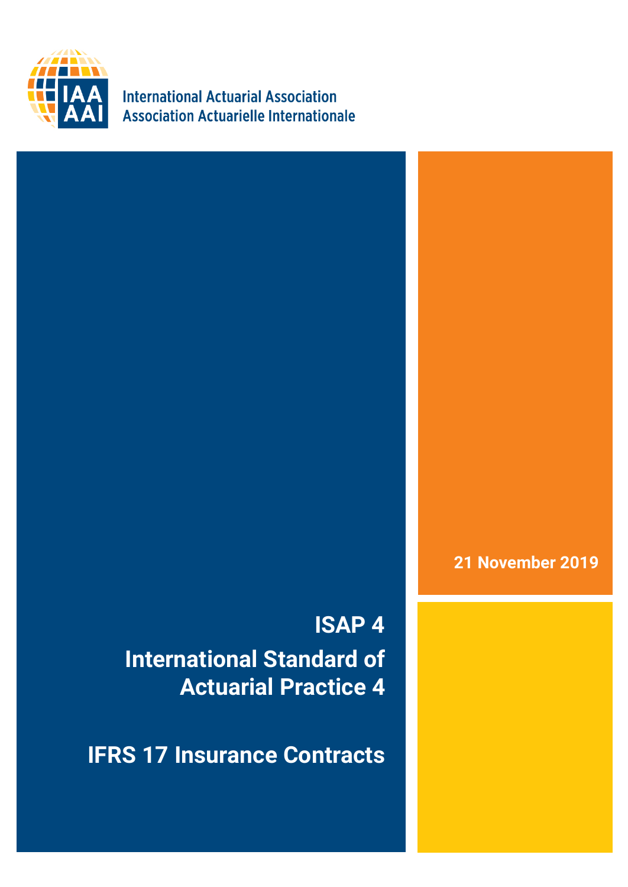International Actuarial Association
Association Actuarielle Internationale

21 November 2019

# ISAP 4

# International Standard of Actuarial Practice 4

# IFRS 17 Insurance Contracts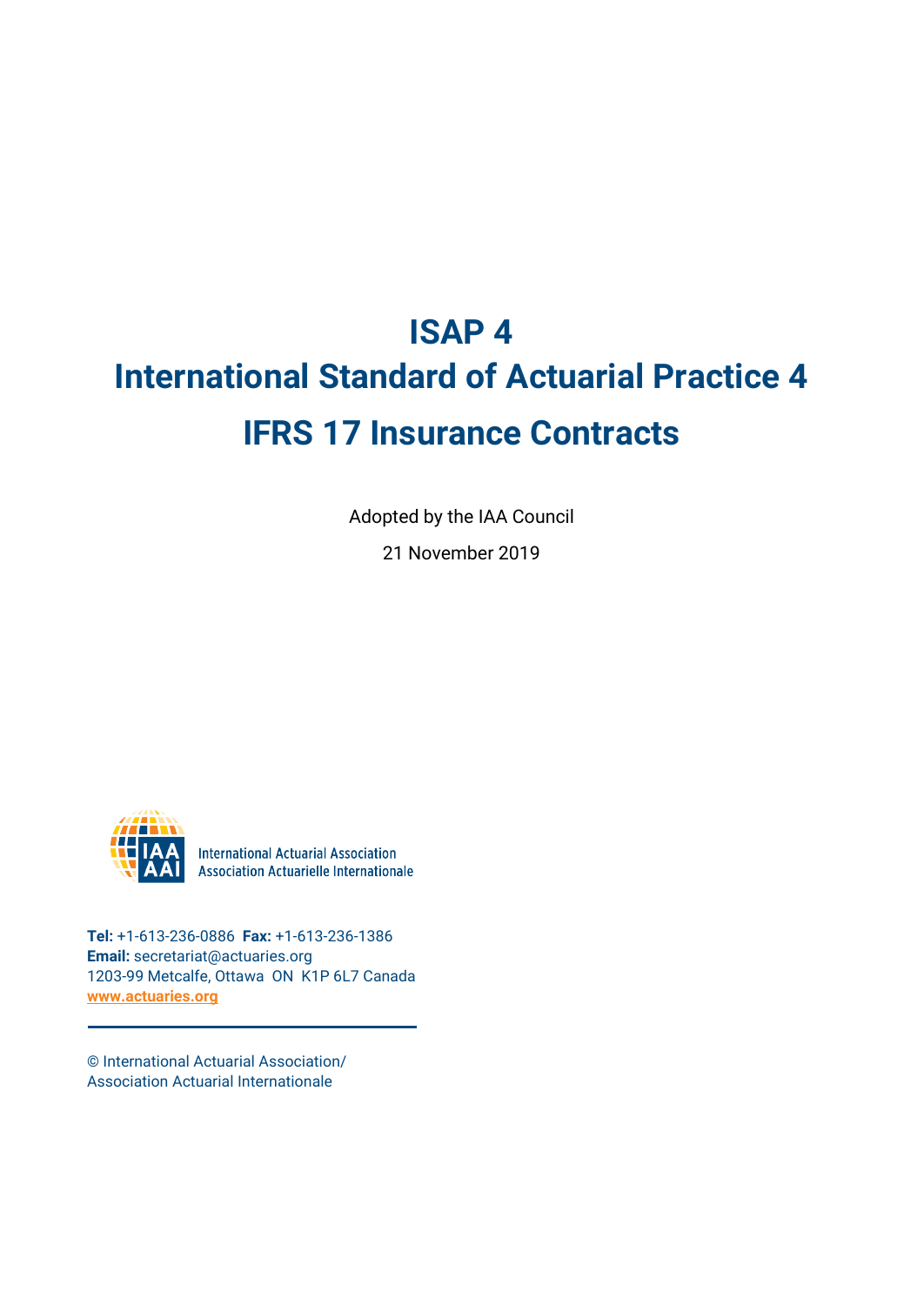# ISAP 4

# International Standard of Actuarial Practice 4

# IFRS 17 Insurance Contracts

Adopted by the IAA Council

21 November 2019

International Actuarial Association
Association Actuarielle Internationale

**Tel:** +1-613-236-0886 **Fax:** +1-613-236-1386
**Email:** secretariat@actuaries.org
1203-99 Metcalfe, Ottawa ON K1P 6L7 Canada
www.actuaries.org

© International Actuarial Association/
Association Actuarial Internationale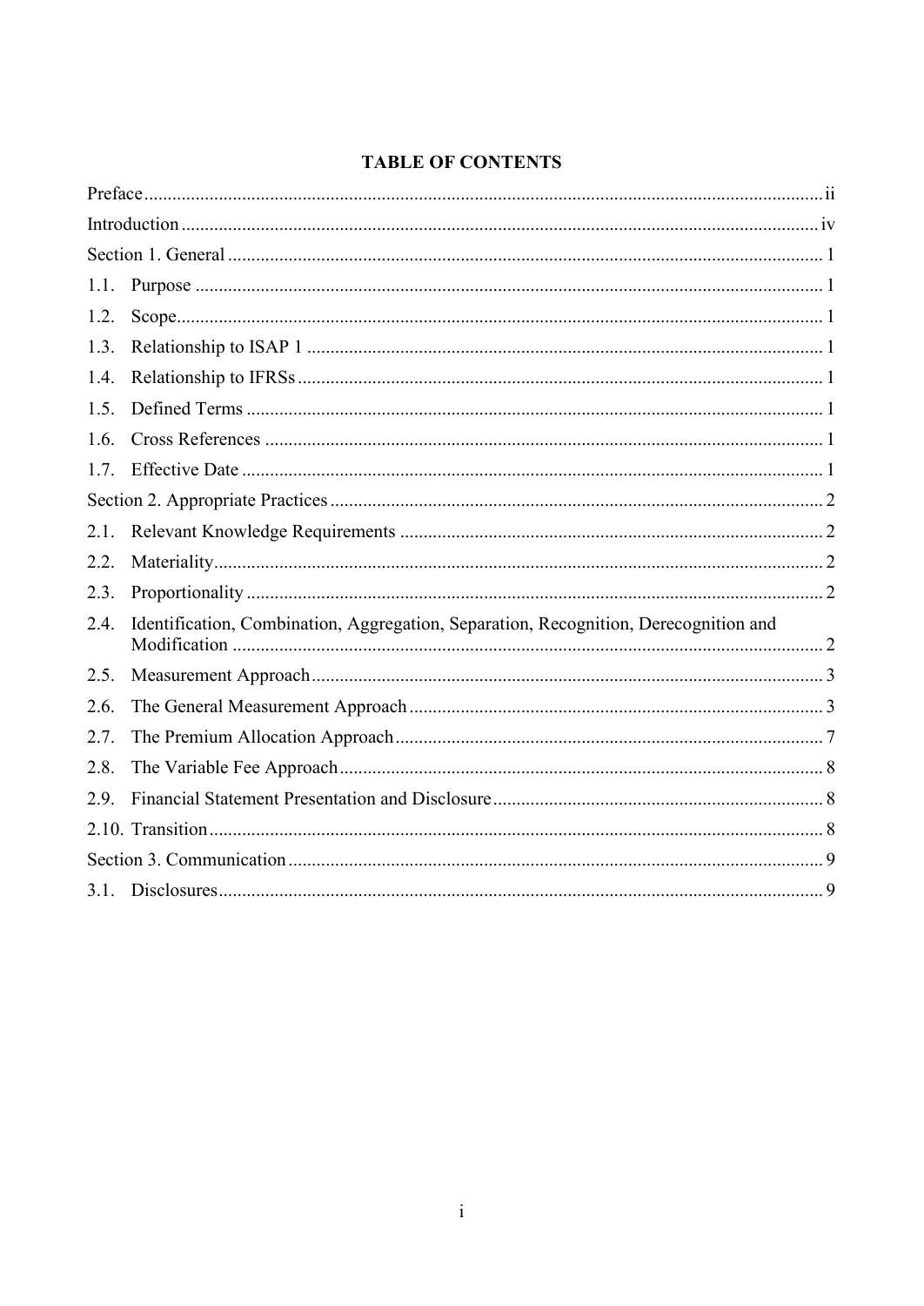# TABLE OF CONTENTS

Preface ... ii

Introduction ... iv

Section 1. General ... 1

1.1. Purpose ... 1

1.2. Scope ... 1

1.3. Relationship to ISAP 1 ... 1

1.4. Relationship to IFRSs ... 1

1.5. Defined Terms ... 1

1.6. Cross References ... 1

1.7. Effective Date ... 1

Section 2. Appropriate Practices ... 2

2.1. Relevant Knowledge Requirements ... 2

2.2. Materiality ... 2

2.3. Proportionality ... 2

2.4. Identification, Combination, Aggregation, Separation, Recognition, Derecognition and Modification ... 2

2.5. Measurement Approach ... 3

2.6. The General Measurement Approach ... 3

2.7. The Premium Allocation Approach ... 7

2.8. The Variable Fee Approach ... 8

2.9. Financial Statement Presentation and Disclosure ... 8

2.10. Transition ... 8

Section 3. Communication ... 9

3.1. Disclosures ... 9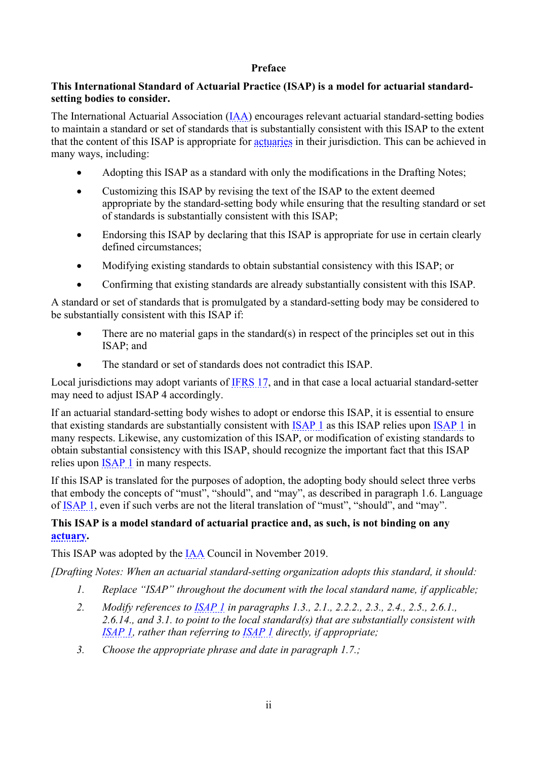## Preface

**This International Standard of Actuarial Practice (ISAP) is a model for actuarial standard-setting bodies to consider.**

The International Actuarial Association (IAA) encourages relevant actuarial standard-setting bodies to maintain a standard or set of standards that is substantially consistent with this ISAP to the extent that the content of this ISAP is appropriate for actuaries in their jurisdiction. This can be achieved in many ways, including:

- Adopting this ISAP as a standard with only the modifications in the Drafting Notes;
- Customizing this ISAP by revising the text of the ISAP to the extent deemed appropriate by the standard-setting body while ensuring that the resulting standard or set of standards is substantially consistent with this ISAP;
- Endorsing this ISAP by declaring that this ISAP is appropriate for use in certain clearly defined circumstances;
- Modifying existing standards to obtain substantial consistency with this ISAP; or
- Confirming that existing standards are already substantially consistent with this ISAP.

A standard or set of standards that is promulgated by a standard-setting body may be considered to be substantially consistent with this ISAP if:

- There are no material gaps in the standard(s) in respect of the principles set out in this ISAP; and
- The standard or set of standards does not contradict this ISAP.

Local jurisdictions may adopt variants of IFRS 17, and in that case a local actuarial standard-setter may need to adjust ISAP 4 accordingly.

If an actuarial standard-setting body wishes to adopt or endorse this ISAP, it is essential to ensure that existing standards are substantially consistent with ISAP 1 as this ISAP relies upon ISAP 1 in many respects. Likewise, any customization of this ISAP, or modification of existing standards to obtain substantial consistency with this ISAP, should recognize the important fact that this ISAP relies upon ISAP 1 in many respects.

If this ISAP is translated for the purposes of adoption, the adopting body should select three verbs that embody the concepts of "must", "should", and "may", as described in paragraph 1.6. Language of ISAP 1, even if such verbs are not the literal translation of "must", "should", and "may".

**This ISAP is a model standard of actuarial practice and, as such, is not binding on any actuary.**

This ISAP was adopted by the IAA Council in November 2019.

*[Drafting Notes: When an actuarial standard-setting organization adopts this standard, it should:*

1. *Replace "ISAP" throughout the document with the local standard name, if applicable;*
2. *Modify references to ISAP 1 in paragraphs 1.3., 2.1., 2.2.2., 2.3., 2.4., 2.5., 2.6.1., 2.6.14., and 3.1. to point to the local standard(s) that are substantially consistent with ISAP 1, rather than referring to ISAP 1 directly, if appropriate;*
3. *Choose the appropriate phrase and date in paragraph 1.7.;*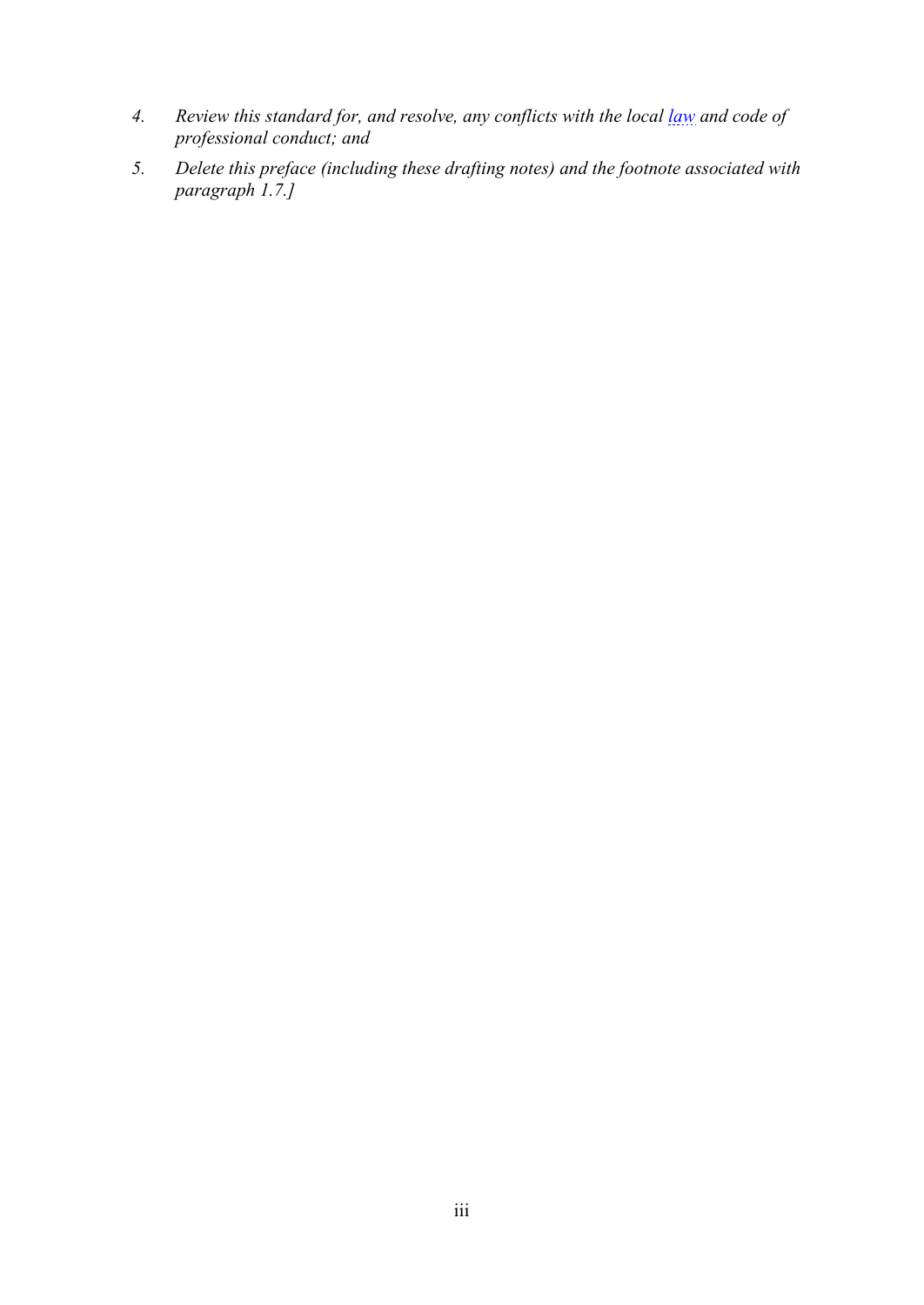4. *Review this standard for, and resolve, any conflicts with the local [law](#) and code of professional conduct; and*
5. *Delete this preface (including these drafting notes) and the footnote associated with paragraph 1.7.]*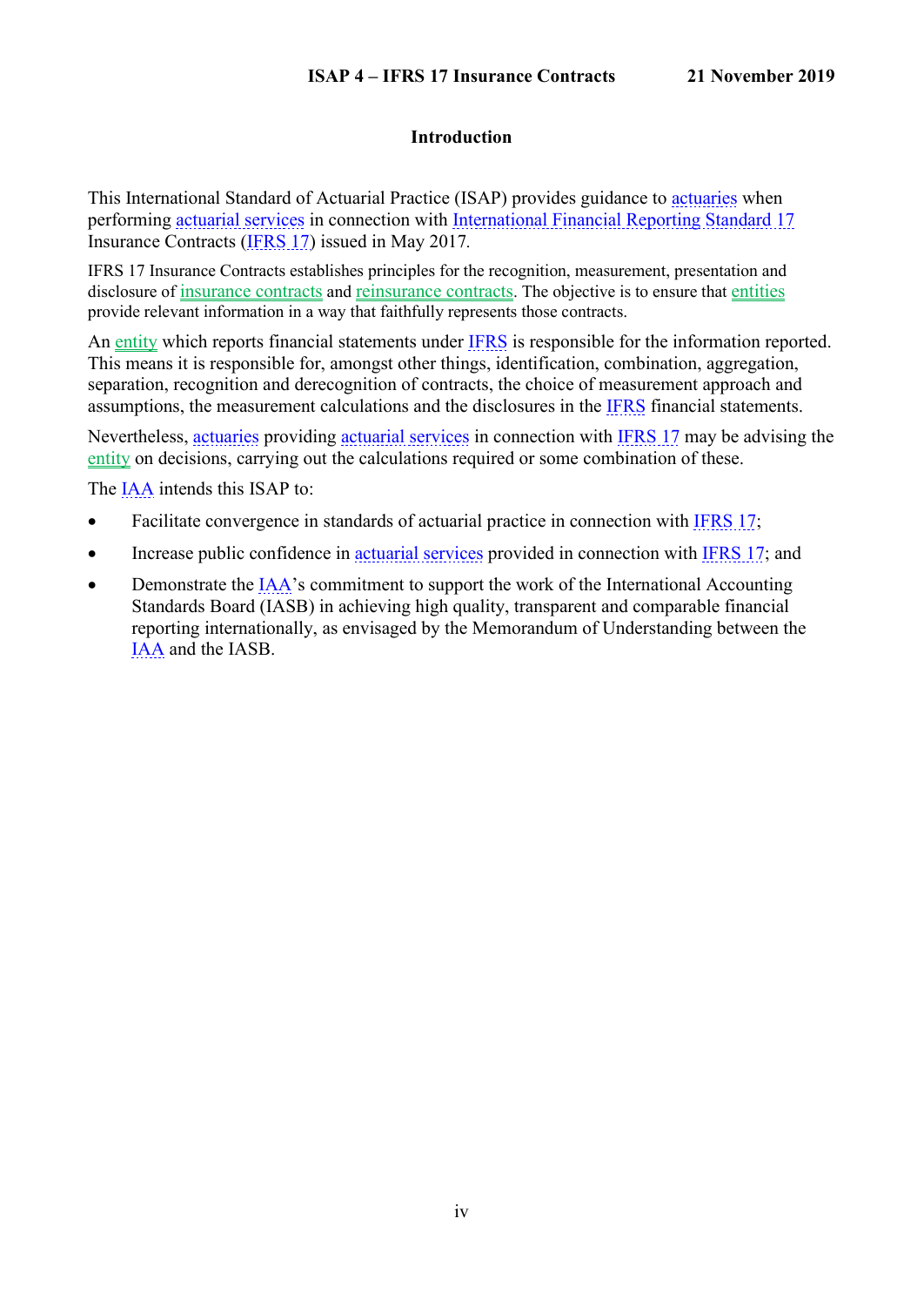## Introduction

This International Standard of Actuarial Practice (ISAP) provides guidance to actuaries when performing actuarial services in connection with International Financial Reporting Standard 17 Insurance Contracts (IFRS 17) issued in May 2017.

IFRS 17 Insurance Contracts establishes principles for the recognition, measurement, presentation and disclosure of insurance contracts and reinsurance contracts. The objective is to ensure that entities provide relevant information in a way that faithfully represents those contracts.

An entity which reports financial statements under IFRS is responsible for the information reported. This means it is responsible for, amongst other things, identification, combination, aggregation, separation, recognition and derecognition of contracts, the choice of measurement approach and assumptions, the measurement calculations and the disclosures in the IFRS financial statements.

Nevertheless, actuaries providing actuarial services in connection with IFRS 17 may be advising the entity on decisions, carrying out the calculations required or some combination of these.

The IAA intends this ISAP to:

- Facilitate convergence in standards of actuarial practice in connection with IFRS 17;
- Increase public confidence in actuarial services provided in connection with IFRS 17; and
- Demonstrate the IAA's commitment to support the work of the International Accounting Standards Board (IASB) in achieving high quality, transparent and comparable financial reporting internationally, as envisaged by the Memorandum of Understanding between the IAA and the IASB.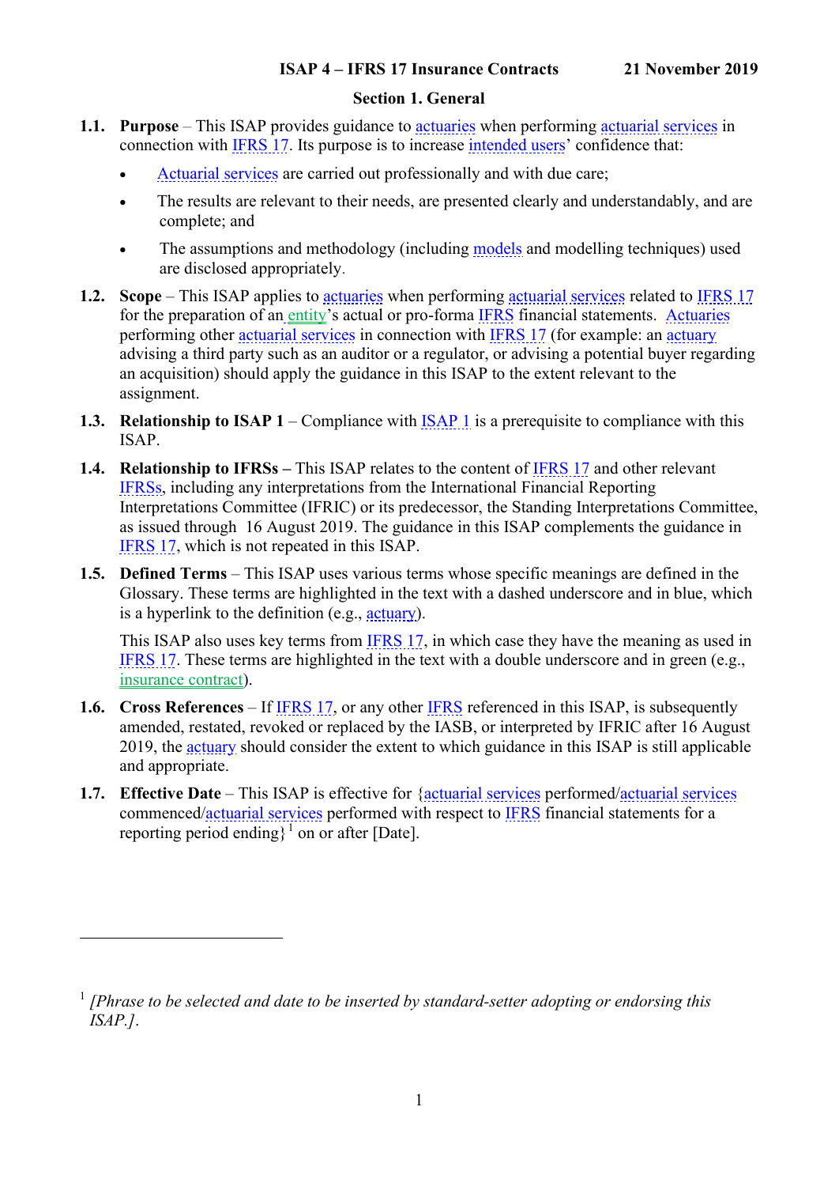**ISAP 4 – IFRS 17 Insurance Contracts** **21 November 2019**

## Section 1. General

**1.1. Purpose** – This ISAP provides guidance to actuaries when performing actuarial services in connection with IFRS 17. Its purpose is to increase intended users' confidence that:

- Actuarial services are carried out professionally and with due care;
- The results are relevant to their needs, are presented clearly and understandably, and are complete; and
- The assumptions and methodology (including models and modelling techniques) used are disclosed appropriately.

**1.2. Scope** – This ISAP applies to actuaries when performing actuarial services related to IFRS 17 for the preparation of an entity's actual or pro-forma IFRS financial statements. Actuaries performing other actuarial services in connection with IFRS 17 (for example: an actuary advising a third party such as an auditor or a regulator, or advising a potential buyer regarding an acquisition) should apply the guidance in this ISAP to the extent relevant to the assignment.

**1.3. Relationship to ISAP 1** – Compliance with ISAP 1 is a prerequisite to compliance with this ISAP.

**1.4. Relationship to IFRSs –** This ISAP relates to the content of IFRS 17 and other relevant IFRSs, including any interpretations from the International Financial Reporting Interpretations Committee (IFRIC) or its predecessor, the Standing Interpretations Committee, as issued through 16 August 2019. The guidance in this ISAP complements the guidance in IFRS 17, which is not repeated in this ISAP.

**1.5. Defined Terms** – This ISAP uses various terms whose specific meanings are defined in the Glossary. These terms are highlighted in the text with a dashed underscore and in blue, which is a hyperlink to the definition (e.g., actuary).

This ISAP also uses key terms from IFRS 17, in which case they have the meaning as used in IFRS 17. These terms are highlighted in the text with a double underscore and in green (e.g., insurance contract).

**1.6. Cross References** – If IFRS 17, or any other IFRS referenced in this ISAP, is subsequently amended, restated, revoked or replaced by the IASB, or interpreted by IFRIC after 16 August 2019, the actuary should consider the extent to which guidance in this ISAP is still applicable and appropriate.

**1.7. Effective Date** – This ISAP is effective for {actuarial services performed/actuarial services commenced/actuarial services performed with respect to IFRS financial statements for a reporting period ending}[1] on or after [Date].

---

[1] *[Phrase to be selected and date to be inserted by standard-setter adopting or endorsing this ISAP.]*.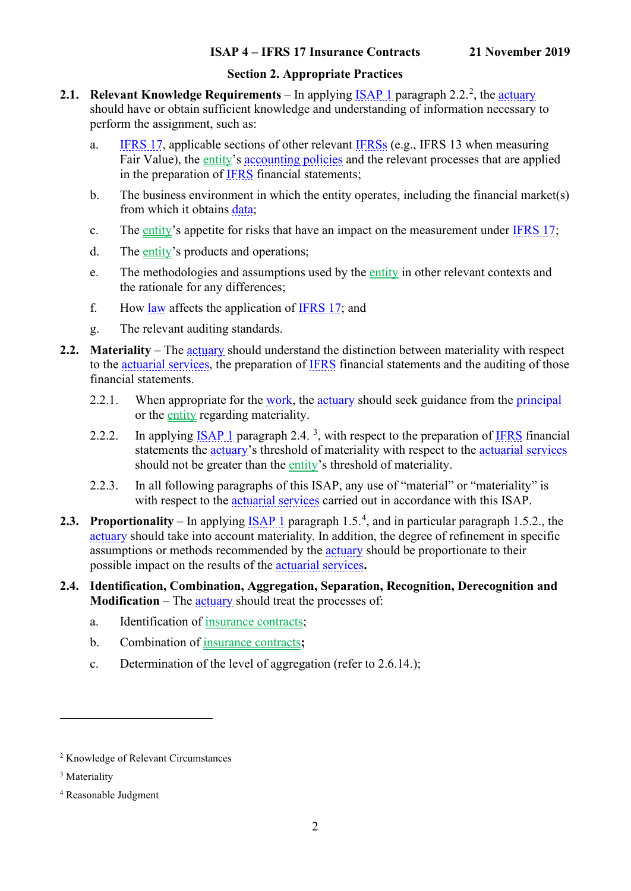## Section 2. Appropriate Practices

**2.1. Relevant Knowledge Requirements** – In applying ISAP 1 paragraph 2.2.[2], the actuary should have or obtain sufficient knowledge and understanding of information necessary to perform the assignment, such as:

a. IFRS 17, applicable sections of other relevant IFRSs (e.g., IFRS 13 when measuring Fair Value), the entity's accounting policies and the relevant processes that are applied in the preparation of IFRS financial statements;

b. The business environment in which the entity operates, including the financial market(s) from which it obtains data;

c. The entity's appetite for risks that have an impact on the measurement under IFRS 17;

d. The entity's products and operations;

e. The methodologies and assumptions used by the entity in other relevant contexts and the rationale for any differences;

f. How law affects the application of IFRS 17; and

g. The relevant auditing standards.

**2.2. Materiality** – The actuary should understand the distinction between materiality with respect to the actuarial services, the preparation of IFRS financial statements and the auditing of those financial statements.

2.2.1. When appropriate for the work, the actuary should seek guidance from the principal or the entity regarding materiality.

2.2.2. In applying ISAP 1 paragraph 2.4. [3], with respect to the preparation of IFRS financial statements the actuary's threshold of materiality with respect to the actuarial services should not be greater than the entity's threshold of materiality.

2.2.3. In all following paragraphs of this ISAP, any use of "material" or "materiality" is with respect to the actuarial services carried out in accordance with this ISAP.

**2.3. Proportionality** – In applying ISAP 1 paragraph 1.5.[4], and in particular paragraph 1.5.2., the actuary should take into account materiality. In addition, the degree of refinement in specific assumptions or methods recommended by the actuary should be proportionate to their possible impact on the results of the actuarial services**.**

**2.4. Identification, Combination, Aggregation, Separation, Recognition, Derecognition and Modification** – The actuary should treat the processes of:

a. Identification of insurance contracts;

b. Combination of insurance contracts**;**

c. Determination of the level of aggregation (refer to 2.6.14.);

---

[2] Knowledge of Relevant Circumstances

[3] Materiality

[4] Reasonable Judgment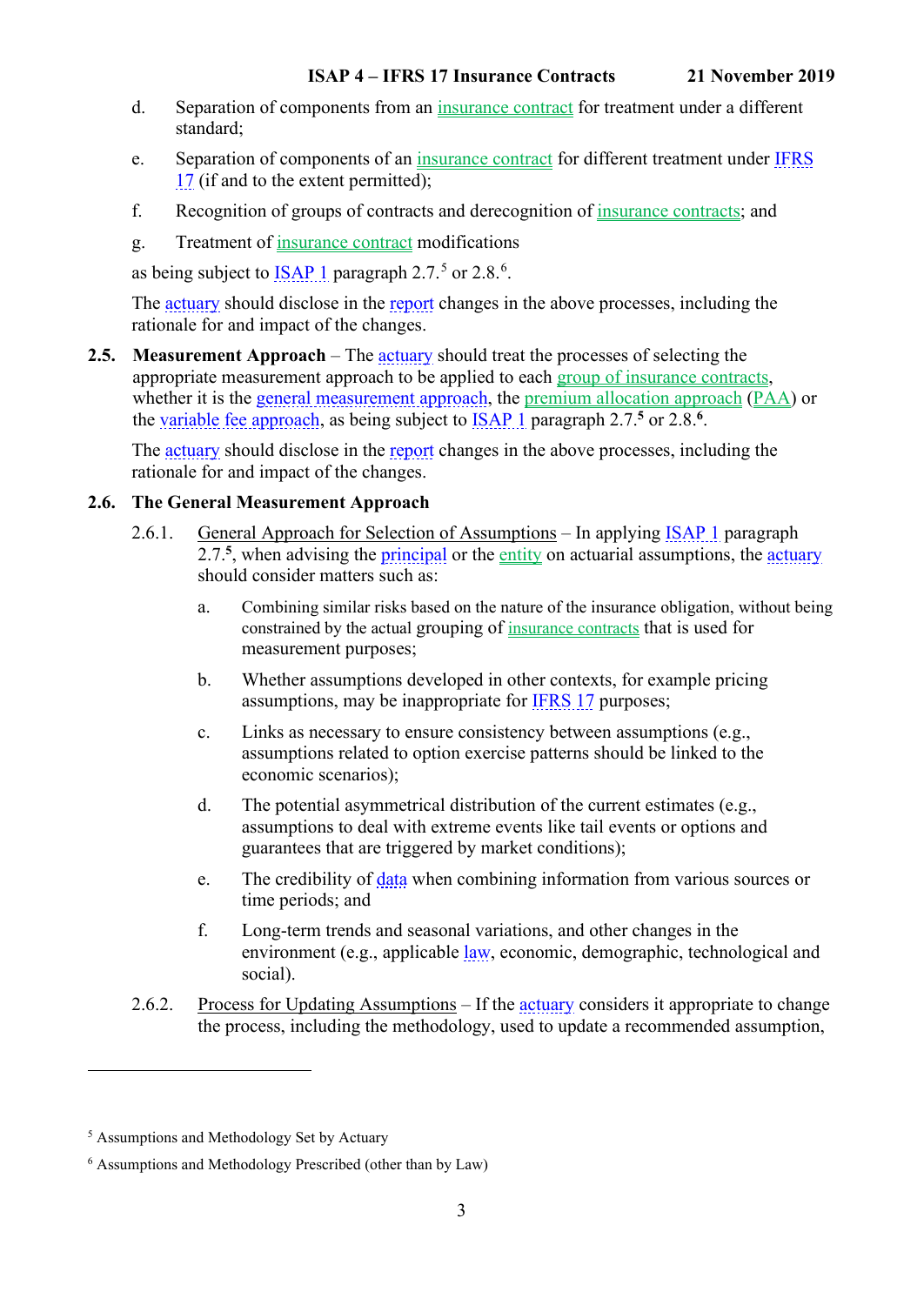d. Separation of components from an insurance contract for treatment under a different standard;

e. Separation of components of an insurance contract for different treatment under IFRS 17 (if and to the extent permitted);

f. Recognition of groups of contracts and derecognition of insurance contracts; and

g. Treatment of insurance contract modifications

as being subject to ISAP 1 paragraph 2.7.[5] or 2.8.[6].

The actuary should disclose in the report changes in the above processes, including the rationale for and impact of the changes.

**2.5. Measurement Approach** – The actuary should treat the processes of selecting the appropriate measurement approach to be applied to each group of insurance contracts, whether it is the general measurement approach, the premium allocation approach (PAA) or the variable fee approach, as being subject to ISAP 1 paragraph 2.7.**[5]** or 2.8.**[6]**.

The actuary should disclose in the report changes in the above processes, including the rationale for and impact of the changes.

**2.6. The General Measurement Approach**

2.6.1. General Approach for Selection of Assumptions – In applying ISAP 1 paragraph 2.7.**[5]**, when advising the principal or the entity on actuarial assumptions, the actuary should consider matters such as:

a. Combining similar risks based on the nature of the insurance obligation, without being constrained by the actual grouping of insurance contracts that is used for measurement purposes;

b. Whether assumptions developed in other contexts, for example pricing assumptions, may be inappropriate for IFRS 17 purposes;

c. Links as necessary to ensure consistency between assumptions (e.g., assumptions related to option exercise patterns should be linked to the economic scenarios);

d. The potential asymmetrical distribution of the current estimates (e.g., assumptions to deal with extreme events like tail events or options and guarantees that are triggered by market conditions);

e. The credibility of data when combining information from various sources or time periods; and

f. Long-term trends and seasonal variations, and other changes in the environment (e.g., applicable law, economic, demographic, technological and social).

2.6.2. Process for Updating Assumptions – If the actuary considers it appropriate to change the process, including the methodology, used to update a recommended assumption,

[5] Assumptions and Methodology Set by Actuary

[6] Assumptions and Methodology Prescribed (other than by Law)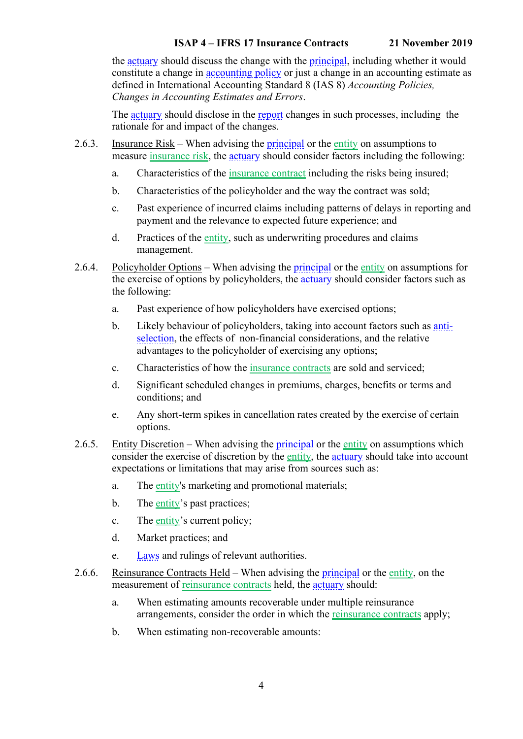the actuary should discuss the change with the principal, including whether it would constitute a change in accounting policy or just a change in an accounting estimate as defined in International Accounting Standard 8 (IAS 8) *Accounting Policies, Changes in Accounting Estimates and Errors*.

The actuary should disclose in the report changes in such processes, including the rationale for and impact of the changes.

2.6.3. Insurance Risk – When advising the principal or the entity on assumptions to measure insurance risk, the actuary should consider factors including the following:

a. Characteristics of the insurance contract including the risks being insured;

b. Characteristics of the policyholder and the way the contract was sold;

c. Past experience of incurred claims including patterns of delays in reporting and payment and the relevance to expected future experience; and

d. Practices of the entity, such as underwriting procedures and claims management.

2.6.4. Policyholder Options – When advising the principal or the entity on assumptions for the exercise of options by policyholders, the actuary should consider factors such as the following:

a. Past experience of how policyholders have exercised options;

b. Likely behaviour of policyholders, taking into account factors such as anti-selection, the effects of non-financial considerations, and the relative advantages to the policyholder of exercising any options;

c. Characteristics of how the insurance contracts are sold and serviced;

d. Significant scheduled changes in premiums, charges, benefits or terms and conditions; and

e. Any short-term spikes in cancellation rates created by the exercise of certain options.

2.6.5. Entity Discretion – When advising the principal or the entity on assumptions which consider the exercise of discretion by the entity, the actuary should take into account expectations or limitations that may arise from sources such as:

a. The entity's marketing and promotional materials;

b. The entity's past practices;

c. The entity's current policy;

d. Market practices; and

e. Laws and rulings of relevant authorities.

2.6.6. Reinsurance Contracts Held – When advising the principal or the entity, on the measurement of reinsurance contracts held, the actuary should:

a. When estimating amounts recoverable under multiple reinsurance arrangements, consider the order in which the reinsurance contracts apply;

b. When estimating non-recoverable amounts: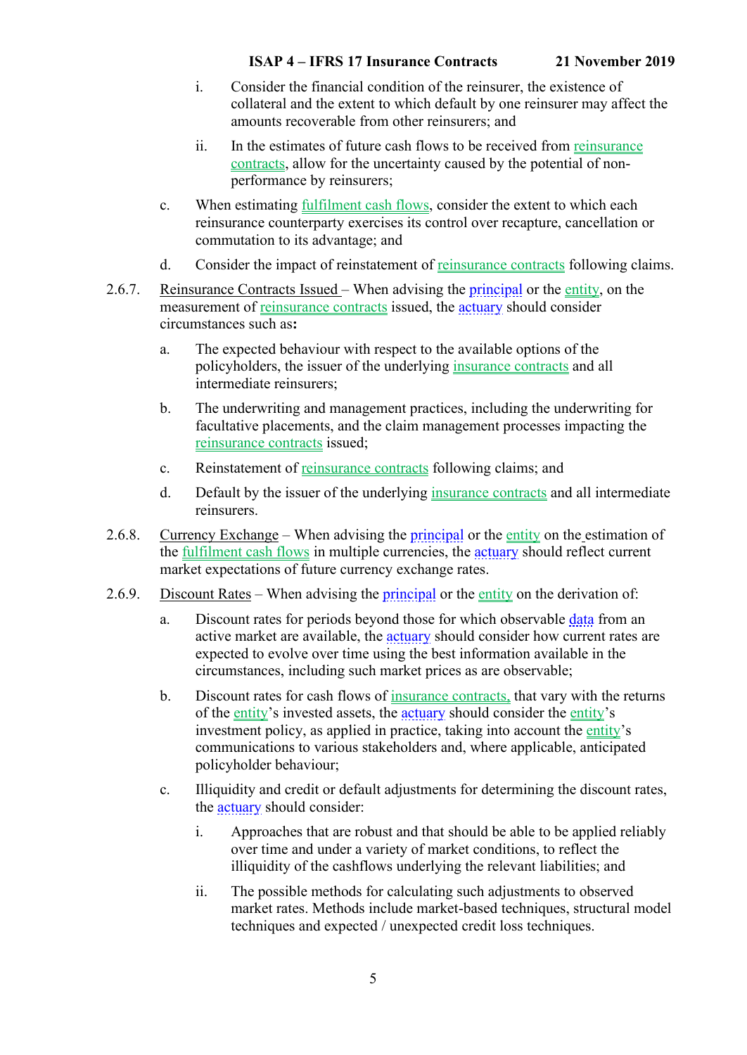i. Consider the financial condition of the reinsurer, the existence of collateral and the extent to which default by one reinsurer may affect the amounts recoverable from other reinsurers; and

   ii. In the estimates of future cash flows to be received from reinsurance contracts, allow for the uncertainty caused by the potential of non-performance by reinsurers;

c. When estimating fulfilment cash flows, consider the extent to which each reinsurance counterparty exercises its control over recapture, cancellation or commutation to its advantage; and

d. Consider the impact of reinstatement of reinsurance contracts following claims.

2.6.7. Reinsurance Contracts Issued – When advising the principal or the entity, on the measurement of reinsurance contracts issued, the actuary should consider circumstances such as**:**

a. The expected behaviour with respect to the available options of the policyholders, the issuer of the underlying insurance contracts and all intermediate reinsurers;

b. The underwriting and management practices, including the underwriting for facultative placements, and the claim management processes impacting the reinsurance contracts issued;

c. Reinstatement of reinsurance contracts following claims; and

d. Default by the issuer of the underlying insurance contracts and all intermediate reinsurers.

2.6.8. Currency Exchange – When advising the principal or the entity on the estimation of the fulfilment cash flows in multiple currencies, the actuary should reflect current market expectations of future currency exchange rates.

2.6.9. Discount Rates – When advising the principal or the entity on the derivation of:

a. Discount rates for periods beyond those for which observable data from an active market are available, the actuary should consider how current rates are expected to evolve over time using the best information available in the circumstances, including such market prices as are observable;

b. Discount rates for cash flows of insurance contracts, that vary with the returns of the entity's invested assets, the actuary should consider the entity's investment policy, as applied in practice, taking into account the entity's communications to various stakeholders and, where applicable, anticipated policyholder behaviour;

c. Illiquidity and credit or default adjustments for determining the discount rates, the actuary should consider:

   i. Approaches that are robust and that should be able to be applied reliably over time and under a variety of market conditions, to reflect the illiquidity of the cashflows underlying the relevant liabilities; and

   ii. The possible methods for calculating such adjustments to observed market rates. Methods include market-based techniques, structural model techniques and expected / unexpected credit loss techniques.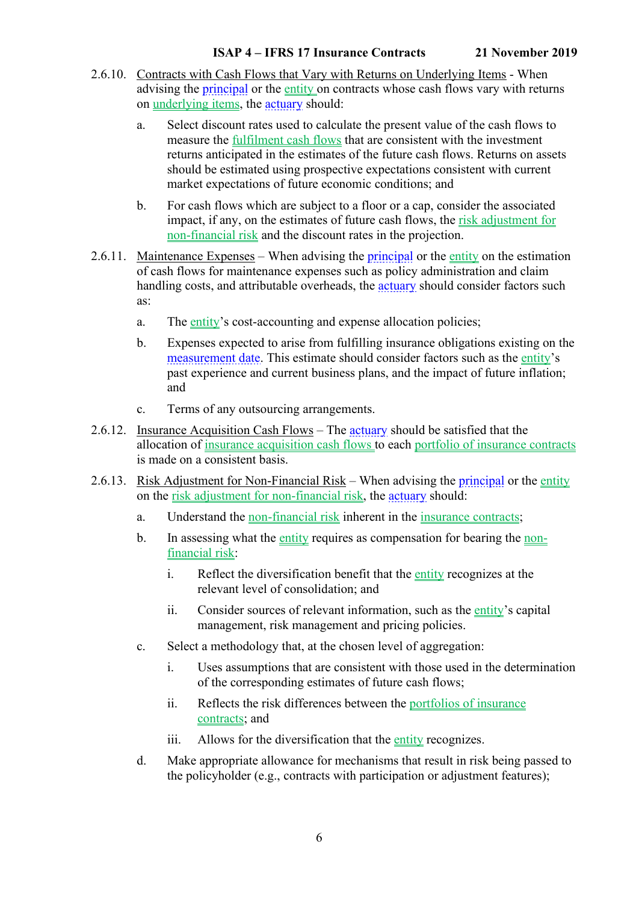2.6.10. Contracts with Cash Flows that Vary with Returns on Underlying Items - When advising the principal or the entity on contracts whose cash flows vary with returns on underlying items, the actuary should:

a. Select discount rates used to calculate the present value of the cash flows to measure the fulfilment cash flows that are consistent with the investment returns anticipated in the estimates of the future cash flows. Returns on assets should be estimated using prospective expectations consistent with current market expectations of future economic conditions; and

b. For cash flows which are subject to a floor or a cap, consider the associated impact, if any, on the estimates of future cash flows, the risk adjustment for non-financial risk and the discount rates in the projection.

2.6.11. Maintenance Expenses – When advising the principal or the entity on the estimation of cash flows for maintenance expenses such as policy administration and claim handling costs, and attributable overheads, the actuary should consider factors such as:

a. The entity's cost-accounting and expense allocation policies;

b. Expenses expected to arise from fulfilling insurance obligations existing on the measurement date. This estimate should consider factors such as the entity's past experience and current business plans, and the impact of future inflation; and

c. Terms of any outsourcing arrangements.

2.6.12. Insurance Acquisition Cash Flows – The actuary should be satisfied that the allocation of insurance acquisition cash flows to each portfolio of insurance contracts is made on a consistent basis.

2.6.13. Risk Adjustment for Non-Financial Risk – When advising the principal or the entity on the risk adjustment for non-financial risk, the actuary should:

a. Understand the non-financial risk inherent in the insurance contracts;

b. In assessing what the entity requires as compensation for bearing the non-financial risk:

   i. Reflect the diversification benefit that the entity recognizes at the relevant level of consolidation; and

   ii. Consider sources of relevant information, such as the entity's capital management, risk management and pricing policies.

c. Select a methodology that, at the chosen level of aggregation:

   i. Uses assumptions that are consistent with those used in the determination of the corresponding estimates of future cash flows;

   ii. Reflects the risk differences between the portfolios of insurance contracts; and

   iii. Allows for the diversification that the entity recognizes.

d. Make appropriate allowance for mechanisms that result in risk being passed to the policyholder (e.g., contracts with participation or adjustment features);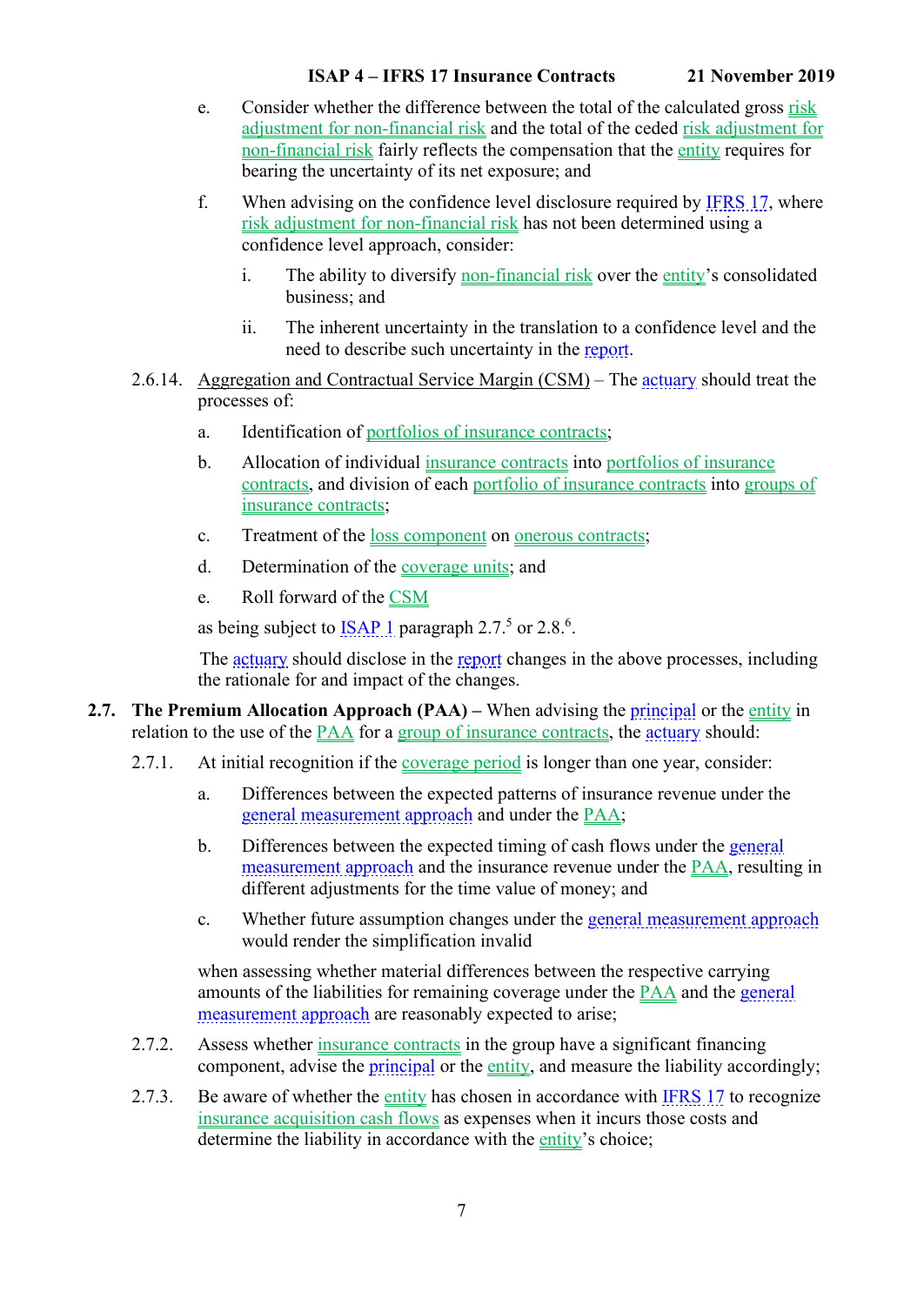e. Consider whether the difference between the total of the calculated gross risk adjustment for non-financial risk and the total of the ceded risk adjustment for non-financial risk fairly reflects the compensation that the entity requires for bearing the uncertainty of its net exposure; and

f. When advising on the confidence level disclosure required by IFRS 17, where risk adjustment for non-financial risk has not been determined using a confidence level approach, consider:

   i. The ability to diversify non-financial risk over the entity's consolidated business; and

   ii. The inherent uncertainty in the translation to a confidence level and the need to describe such uncertainty in the report.

2.6.14. Aggregation and Contractual Service Margin (CSM) – The actuary should treat the processes of:

a. Identification of portfolios of insurance contracts;

b. Allocation of individual insurance contracts into portfolios of insurance contracts, and division of each portfolio of insurance contracts into groups of insurance contracts;

c. Treatment of the loss component on onerous contracts;

d. Determination of the coverage units; and

e. Roll forward of the CSM

as being subject to ISAP 1 paragraph 2.7.[5] or 2.8.[6].

The actuary should disclose in the report changes in the above processes, including the rationale for and impact of the changes.

**2.7. The Premium Allocation Approach (PAA) –** When advising the principal or the entity in relation to the use of the PAA for a group of insurance contracts, the actuary should:

2.7.1. At initial recognition if the coverage period is longer than one year, consider:

a. Differences between the expected patterns of insurance revenue under the general measurement approach and under the PAA;

b. Differences between the expected timing of cash flows under the general measurement approach and the insurance revenue under the PAA, resulting in different adjustments for the time value of money; and

c. Whether future assumption changes under the general measurement approach would render the simplification invalid

when assessing whether material differences between the respective carrying amounts of the liabilities for remaining coverage under the PAA and the general measurement approach are reasonably expected to arise;

2.7.2. Assess whether insurance contracts in the group have a significant financing component, advise the principal or the entity, and measure the liability accordingly;

2.7.3. Be aware of whether the entity has chosen in accordance with IFRS 17 to recognize insurance acquisition cash flows as expenses when it incurs those costs and determine the liability in accordance with the entity's choice;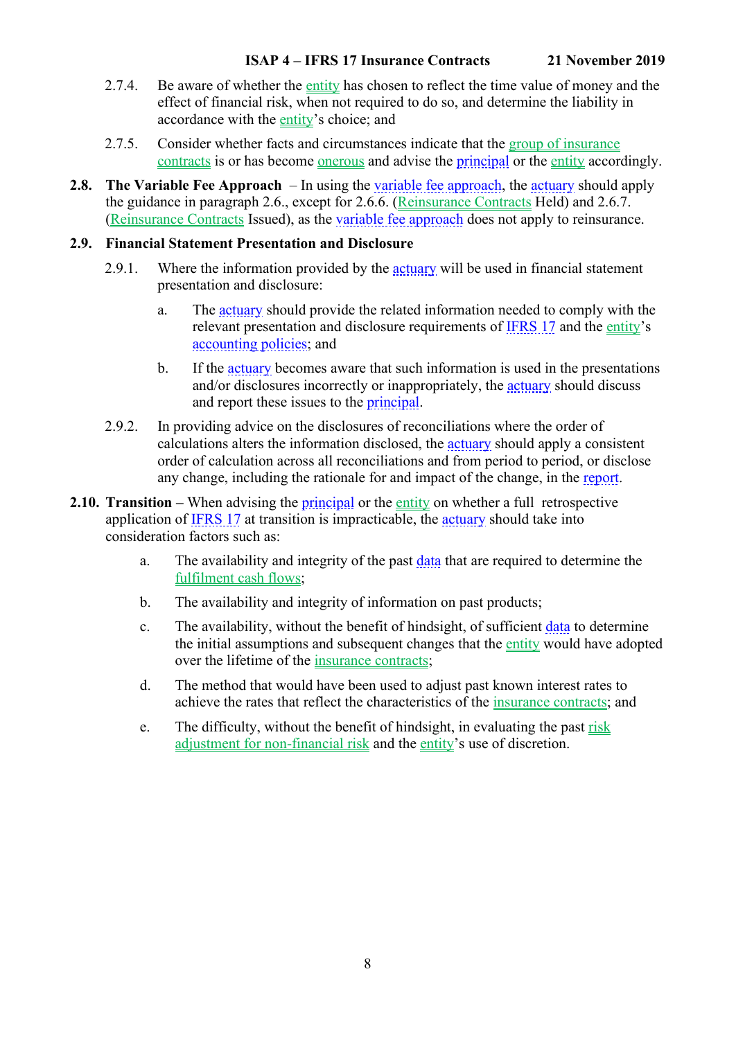2.7.4. Be aware of whether the entity has chosen to reflect the time value of money and the effect of financial risk, when not required to do so, and determine the liability in accordance with the entity's choice; and

2.7.5. Consider whether facts and circumstances indicate that the group of insurance contracts is or has become onerous and advise the principal or the entity accordingly.

**2.8. The Variable Fee Approach** – In using the variable fee approach, the actuary should apply the guidance in paragraph 2.6., except for 2.6.6. (Reinsurance Contracts Held) and 2.6.7. (Reinsurance Contracts Issued), as the variable fee approach does not apply to reinsurance.

**2.9. Financial Statement Presentation and Disclosure**

2.9.1. Where the information provided by the actuary will be used in financial statement presentation and disclosure:

a. The actuary should provide the related information needed to comply with the relevant presentation and disclosure requirements of IFRS 17 and the entity's accounting policies; and

b. If the actuary becomes aware that such information is used in the presentations and/or disclosures incorrectly or inappropriately, the actuary should discuss and report these issues to the principal.

2.9.2. In providing advice on the disclosures of reconciliations where the order of calculations alters the information disclosed, the actuary should apply a consistent order of calculation across all reconciliations and from period to period, or disclose any change, including the rationale for and impact of the change, in the report.

**2.10. Transition** – When advising the principal or the entity on whether a full retrospective application of IFRS 17 at transition is impracticable, the actuary should take into consideration factors such as:

a. The availability and integrity of the past data that are required to determine the fulfilment cash flows;

b. The availability and integrity of information on past products;

c. The availability, without the benefit of hindsight, of sufficient data to determine the initial assumptions and subsequent changes that the entity would have adopted over the lifetime of the insurance contracts;

d. The method that would have been used to adjust past known interest rates to achieve the rates that reflect the characteristics of the insurance contracts; and

e. The difficulty, without the benefit of hindsight, in evaluating the past risk adjustment for non-financial risk and the entity's use of discretion.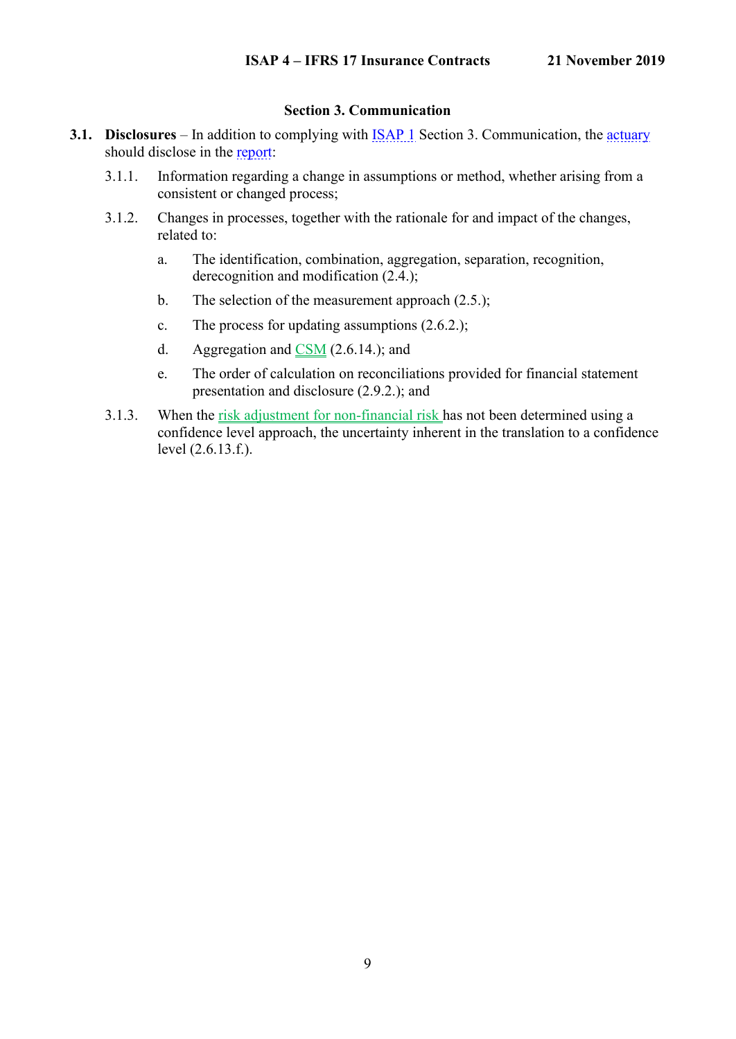## Section 3. Communication

**3.1. Disclosures** – In addition to complying with ISAP 1 Section 3. Communication, the actuary should disclose in the report:

3.1.1. Information regarding a change in assumptions or method, whether arising from a consistent or changed process;

3.1.2. Changes in processes, together with the rationale for and impact of the changes, related to:

a. The identification, combination, aggregation, separation, recognition, derecognition and modification (2.4.);

b. The selection of the measurement approach (2.5.);

c. The process for updating assumptions (2.6.2.);

d. Aggregation and CSM (2.6.14.); and

e. The order of calculation on reconciliations provided for financial statement presentation and disclosure (2.9.2.); and

3.1.3. When the risk adjustment for non-financial risk has not been determined using a confidence level approach, the uncertainty inherent in the translation to a confidence level (2.6.13.f.).